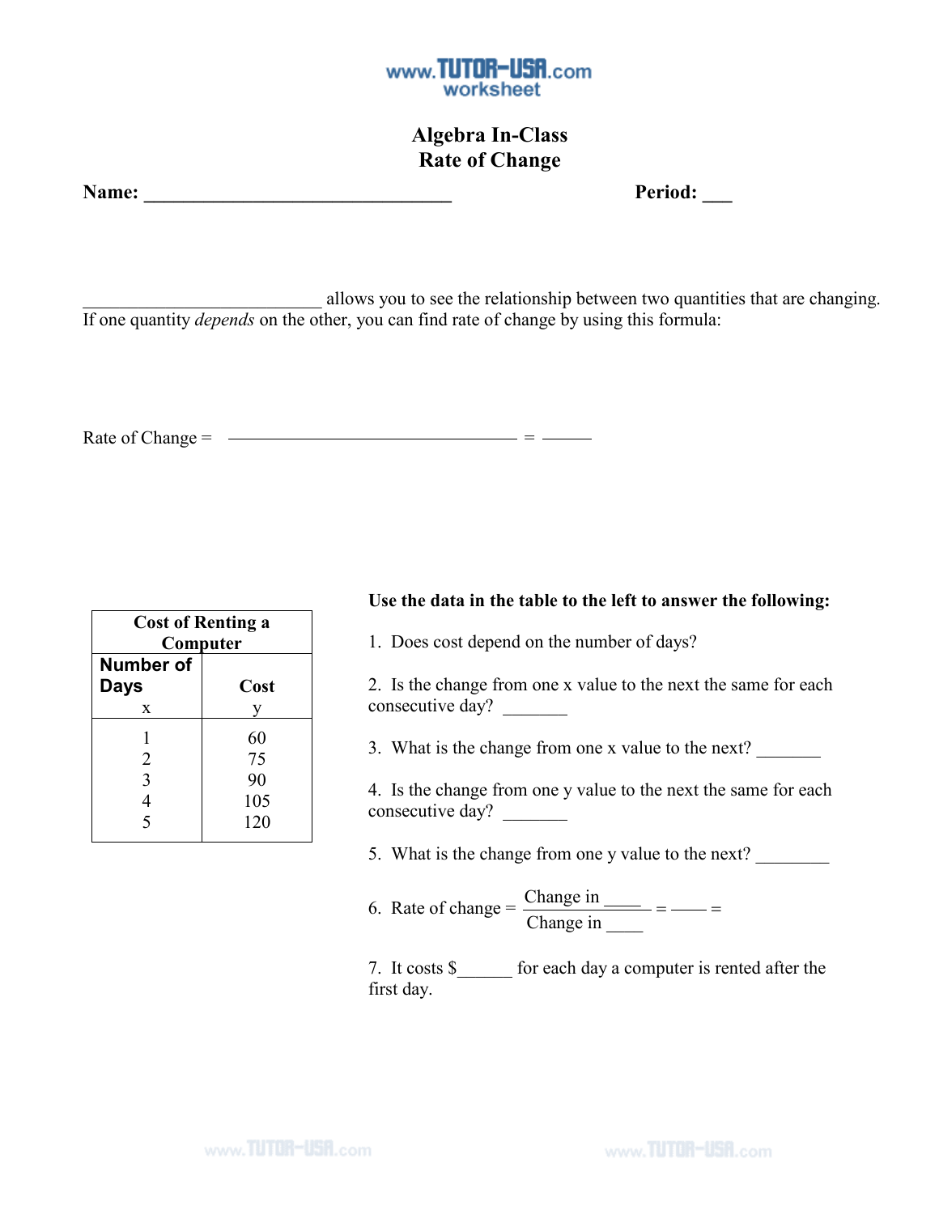# Algebra In-Class
## Rate of Change

**Name: ______________________________** **Period: ___**

__________________________ allows you to see the relationship between two quantities that are changing. If one quantity *depends* on the other, you can find rate of change by using this formula:

Rate of Change = ______________________________ = _____

| Cost of Renting a Computer | |
|---|---|
| **Number of Days** x | **Cost** y |
| 1 | 60 |
| 2 | 75 |
| 3 | 90 |
| 4 | 105 |
| 5 | 120 |

**Use the data in the table to the left to answer the following:**

1. Does cost depend on the number of days?

2. Is the change from one x value to the next the same for each consecutive day? _______

3. What is the change from one x value to the next? _______

4. Is the change from one y value to the next the same for each consecutive day? _______

5. What is the change from one y value to the next? ________

6. Rate of change = $\dfrac{\text{Change in \_\_\_\_}}{\text{Change in \_\_\_\_}}$ = ____ =

7. It costs $______ for each day a computer is rented after the first day.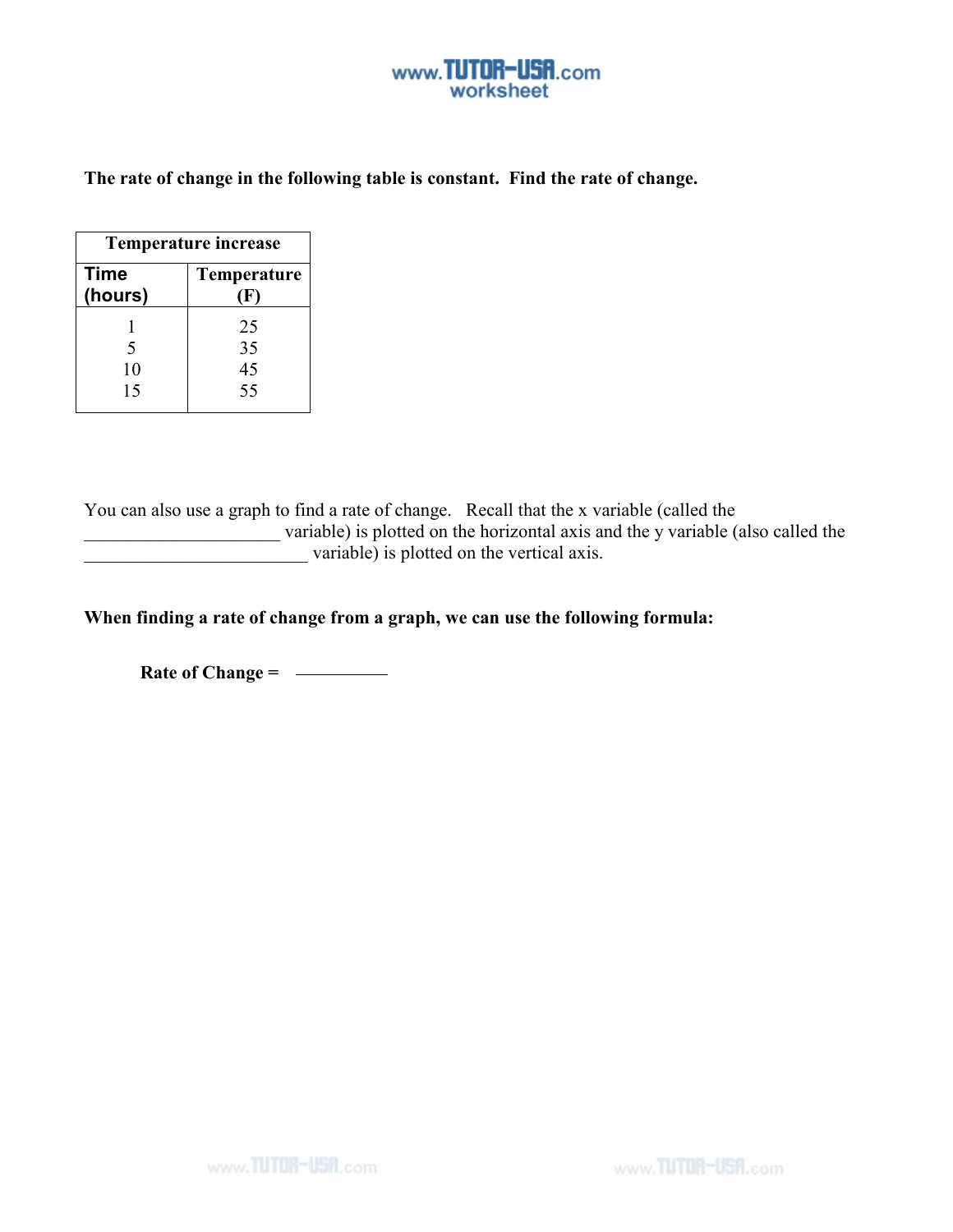**The rate of change in the following table is constant. Find the rate of change.**

| Temperature increase | |
|---|---|
| Time (hours) | Temperature (F) |
| 1 | 25 |
| 5 | 35 |
| 10 | 45 |
| 15 | 55 |

You can also use a graph to find a rate of change. Recall that the x variable (called the _____________________ variable) is plotted on the horizontal axis and the y variable (also called the ________________________ variable) is plotted on the vertical axis.

**When finding a rate of change from a graph, we can use the following formula:**

**Rate of Change =** __________